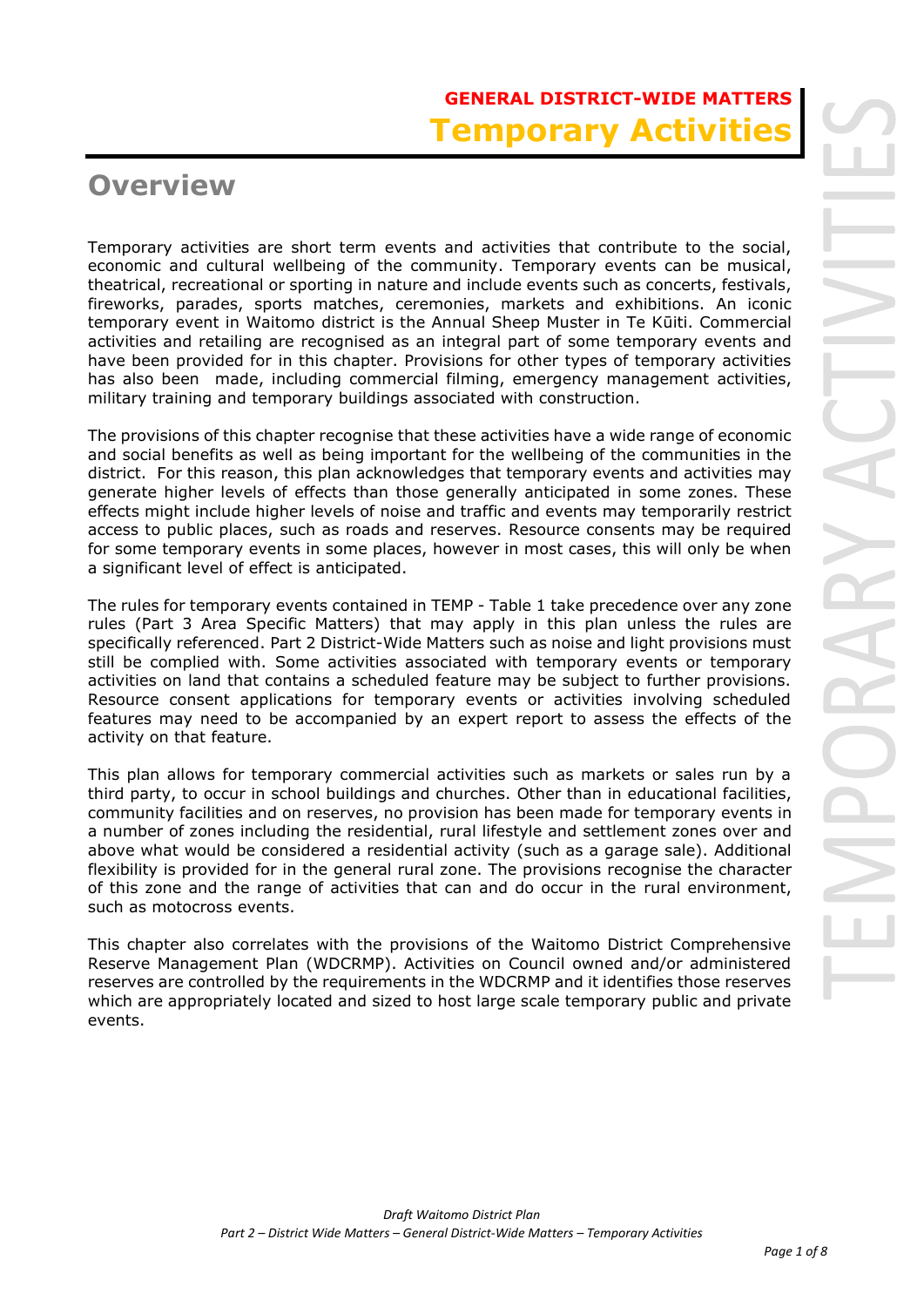# GENERAL DISTRICT-WIDE MATTERS

# Temporary Activities

## Overview

Temporary activities are short term events and activities that contribute to the social, economic and cultural wellbeing of the community. Temporary events can be musical, theatrical, recreational or sporting in nature and include events such as concerts, festivals, fireworks, parades, sports matches, ceremonies, markets and exhibitions. An iconic temporary event in Waitomo district is the Annual Sheep Muster in Te Kūiti. Commercial activities and retailing are recognised as an integral part of some temporary events and have been provided for in this chapter. Provisions for other types of temporary activities has also been made, including commercial filming, emergency management activities, military training and temporary buildings associated with construction.

The provisions of this chapter recognise that these activities have a wide range of economic and social benefits as well as being important for the wellbeing of the communities in the district. For this reason, this plan acknowledges that temporary events and activities may generate higher levels of effects than those generally anticipated in some zones. These effects might include higher levels of noise and traffic and events may temporarily restrict access to public places, such as roads and reserves. Resource consents may be required for some temporary events in some places, however in most cases, this will only be when a significant level of effect is anticipated.

The rules for temporary events contained in TEMP - Table 1 take precedence over any zone rules (Part 3 Area Specific Matters) that may apply in this plan unless the rules are specifically referenced. Part 2 District-Wide Matters such as noise and light provisions must still be complied with. Some activities associated with temporary events or temporary activities on land that contains a scheduled feature may be subject to further provisions. Resource consent applications for temporary events or activities involving scheduled features may need to be accompanied by an expert report to assess the effects of the activity on that feature.

This plan allows for temporary commercial activities such as markets or sales run by a third party, to occur in school buildings and churches. Other than in educational facilities, community facilities and on reserves, no provision has been made for temporary events in a number of zones including the residential, rural lifestyle and settlement zones over and above what would be considered a residential activity (such as a garage sale). Additional flexibility is provided for in the general rural zone. The provisions recognise the character of this zone and the range of activities that can and do occur in the rural environment, such as motocross events.

This chapter also correlates with the provisions of the Waitomo District Comprehensive Reserve Management Plan (WDCRMP). Activities on Council owned and/or administered reserves are controlled by the requirements in the WDCRMP and it identifies those reserves which are appropriately located and sized to host large scale temporary public and private events.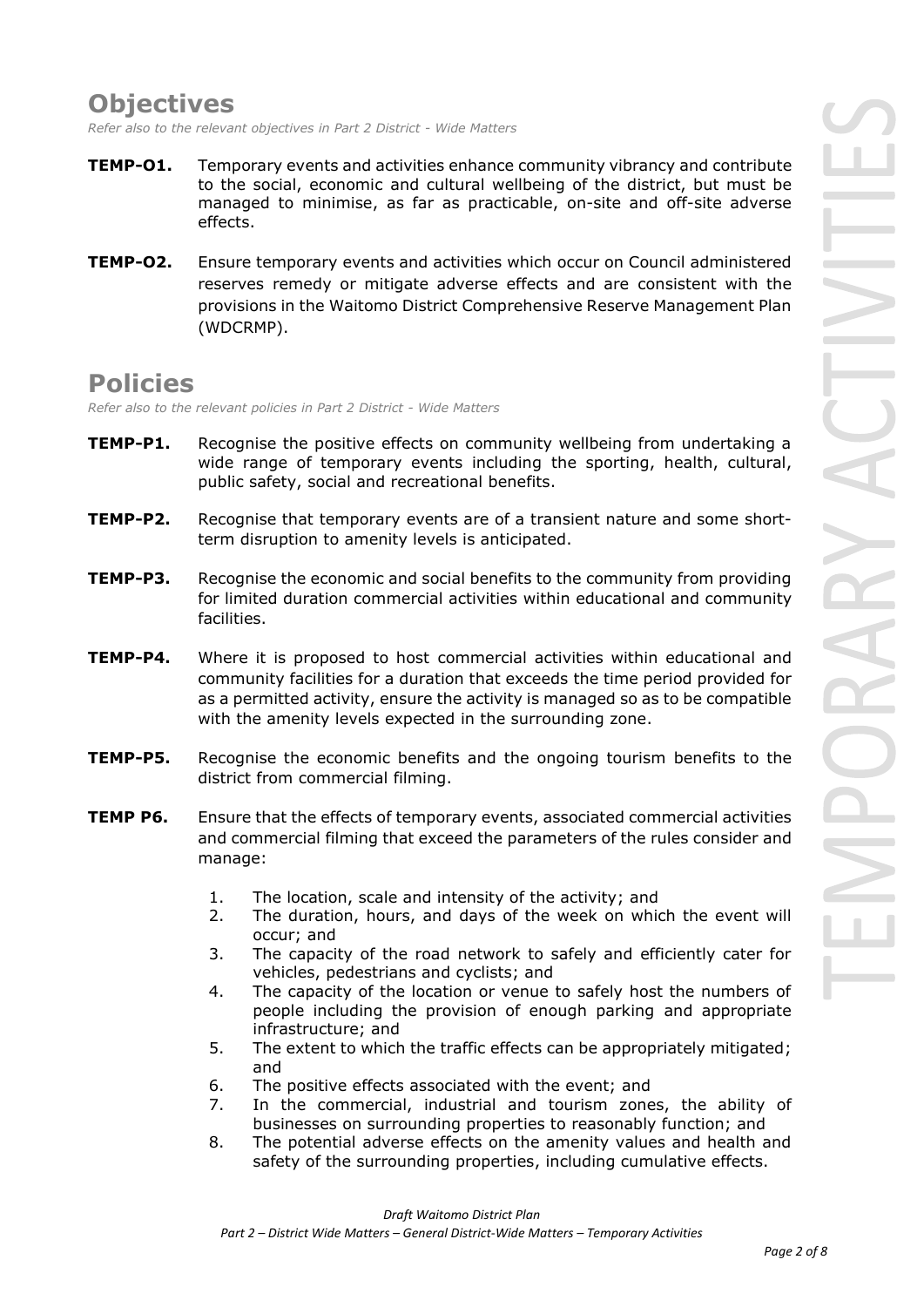## Objectives

*Refer also to the relevant objectives in Part 2 District - Wide Matters*

**TEMP-O1.** Temporary events and activities enhance community vibrancy and contribute to the social, economic and cultural wellbeing of the district, but must be managed to minimise, as far as practicable, on-site and off-site adverse effects.

**TEMP-O2.** Ensure temporary events and activities which occur on Council administered reserves remedy or mitigate adverse effects and are consistent with the provisions in the Waitomo District Comprehensive Reserve Management Plan (WDCRMP).

## Policies

*Refer also to the relevant policies in Part 2 District - Wide Matters*

**TEMP-P1.** Recognise the positive effects on community wellbeing from undertaking a wide range of temporary events including the sporting, health, cultural, public safety, social and recreational benefits.

**TEMP-P2.** Recognise that temporary events are of a transient nature and some short-term disruption to amenity levels is anticipated.

**TEMP-P3.** Recognise the economic and social benefits to the community from providing for limited duration commercial activities within educational and community facilities.

**TEMP-P4.** Where it is proposed to host commercial activities within educational and community facilities for a duration that exceeds the time period provided for as a permitted activity, ensure the activity is managed so as to be compatible with the amenity levels expected in the surrounding zone.

**TEMP-P5.** Recognise the economic benefits and the ongoing tourism benefits to the district from commercial filming.

**TEMP P6.** Ensure that the effects of temporary events, associated commercial activities and commercial filming that exceed the parameters of the rules consider and manage:

1. The location, scale and intensity of the activity; and
2. The duration, hours, and days of the week on which the event will occur; and
3. The capacity of the road network to safely and efficiently cater for vehicles, pedestrians and cyclists; and
4. The capacity of the location or venue to safely host the numbers of people including the provision of enough parking and appropriate infrastructure; and
5. The extent to which the traffic effects can be appropriately mitigated; and
6. The positive effects associated with the event; and
7. In the commercial, industrial and tourism zones, the ability of businesses on surrounding properties to reasonably function; and
8. The potential adverse effects on the amenity values and health and safety of the surrounding properties, including cumulative effects.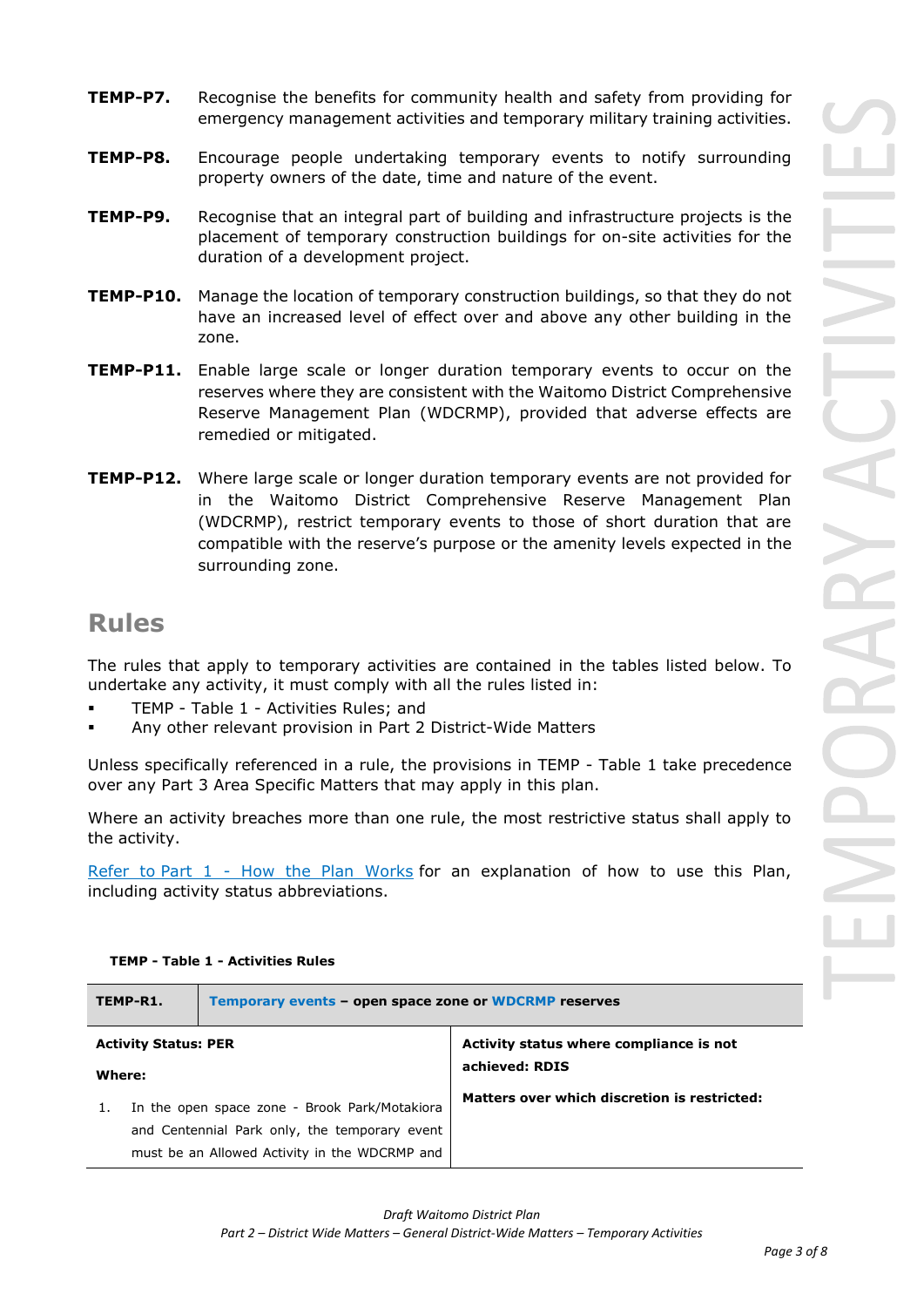**TEMP-P7.** Recognise the benefits for community health and safety from providing for emergency management activities and temporary military training activities.

**TEMP-P8.** Encourage people undertaking temporary events to notify surrounding property owners of the date, time and nature of the event.

**TEMP-P9.** Recognise that an integral part of building and infrastructure projects is the placement of temporary construction buildings for on-site activities for the duration of a development project.

**TEMP-P10.** Manage the location of temporary construction buildings, so that they do not have an increased level of effect over and above any other building in the zone.

**TEMP-P11.** Enable large scale or longer duration temporary events to occur on the reserves where they are consistent with the Waitomo District Comprehensive Reserve Management Plan (WDCRMP), provided that adverse effects are remedied or mitigated.

**TEMP-P12.** Where large scale or longer duration temporary events are not provided for in the Waitomo District Comprehensive Reserve Management Plan (WDCRMP), restrict temporary events to those of short duration that are compatible with the reserve's purpose or the amenity levels expected in the surrounding zone.

## Rules

The rules that apply to temporary activities are contained in the tables listed below. To undertake any activity, it must comply with all the rules listed in:

- TEMP - Table 1 - Activities Rules; and
- Any other relevant provision in Part 2 District-Wide Matters

Unless specifically referenced in a rule, the provisions in TEMP - Table 1 take precedence over any Part 3 Area Specific Matters that may apply in this plan.

Where an activity breaches more than one rule, the most restrictive status shall apply to the activity.

Refer to Part 1 - How the Plan Works for an explanation of how to use this Plan, including activity status abbreviations.

**TEMP - Table 1 - Activities Rules**

| **TEMP-R1.** | **Temporary events – open space zone or WDCRMP reserves** |
|---|---|
| **Activity Status: PER**<br><br>**Where:**<br><br>1. In the open space zone - Brook Park/Motakiora and Centennial Park only, the temporary event must be an Allowed Activity in the WDCRMP and | **Activity status where compliance is not achieved: RDIS**<br><br>**Matters over which discretion is restricted:** |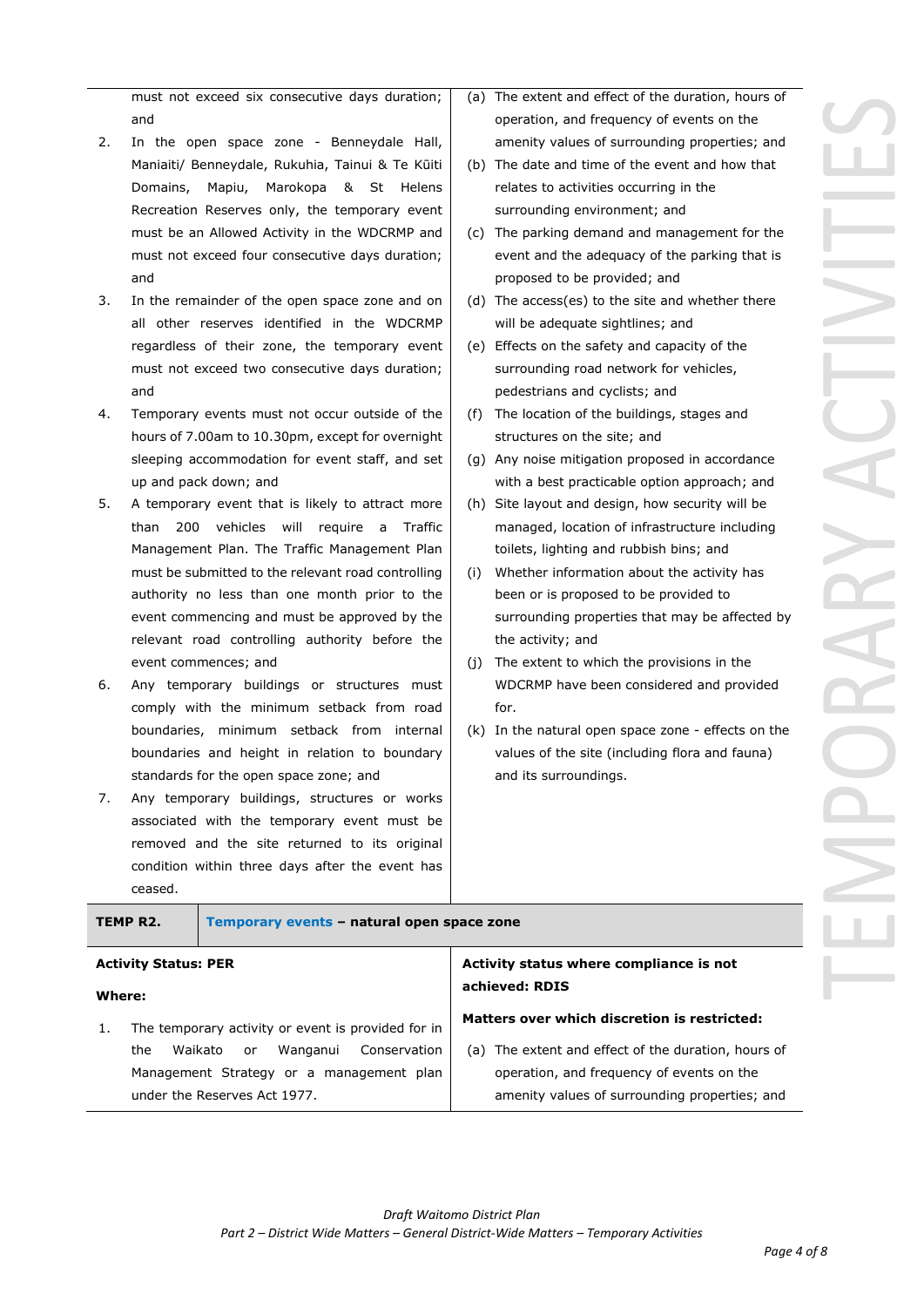| | |
|---|---|
| must not exceed six consecutive days duration; and<br>2. In the open space zone - Benneydale Hall, Maniaiti/ Benneydale, Rukuhia, Tainui & Te Kūiti Domains, Mapiu, Marokopa & St Helens Recreation Reserves only, the temporary event must be an Allowed Activity in the WDCRMP and must not exceed four consecutive days duration; and<br>3. In the remainder of the open space zone and on all other reserves identified in the WDCRMP regardless of their zone, the temporary event must not exceed two consecutive days duration; and<br>4. Temporary events must not occur outside of the hours of 7.00am to 10.30pm, except for overnight sleeping accommodation for event staff, and set up and pack down; and<br>5. A temporary event that is likely to attract more than 200 vehicles will require a Traffic Management Plan. The Traffic Management Plan must be submitted to the relevant road controlling authority no less than one month prior to the event commencing and must be approved by the relevant road controlling authority before the event commences; and<br>6. Any temporary buildings or structures must comply with the minimum setback from road boundaries, minimum setback from internal boundaries and height in relation to boundary standards for the open space zone; and<br>7. Any temporary buildings, structures or works associated with the temporary event must be removed and the site returned to its original condition within three days after the event has ceased. | (a) The extent and effect of the duration, hours of operation, and frequency of events on the amenity values of surrounding properties; and<br>(b) The date and time of the event and how that relates to activities occurring in the surrounding environment; and<br>(c) The parking demand and management for the event and the adequacy of the parking that is proposed to be provided; and<br>(d) The access(es) to the site and whether there will be adequate sightlines; and<br>(e) Effects on the safety and capacity of the surrounding road network for vehicles, pedestrians and cyclists; and<br>(f) The location of the buildings, stages and structures on the site; and<br>(g) Any noise mitigation proposed in accordance with a best practicable option approach; and<br>(h) Site layout and design, how security will be managed, location of infrastructure including toilets, lighting and rubbish bins; and<br>(i) Whether information about the activity has been or is proposed to be provided to surrounding properties that may be affected by the activity; and<br>(j) The extent to which the provisions in the WDCRMP have been considered and provided for.<br>(k) In the natural open space zone - effects on the values of the site (including flora and fauna) and its surroundings. |
| **TEMP R2.** | **Temporary events – natural open space zone** |
| **Activity Status: PER**<br>**Where:**<br>1. The temporary activity or event is provided for in the Waikato or Wanganui Conservation Management Strategy or a management plan under the Reserves Act 1977. | **Activity status where compliance is not achieved: RDIS**<br>**Matters over which discretion is restricted:**<br>(a) The extent and effect of the duration, hours of operation, and frequency of events on the amenity values of surrounding properties; and |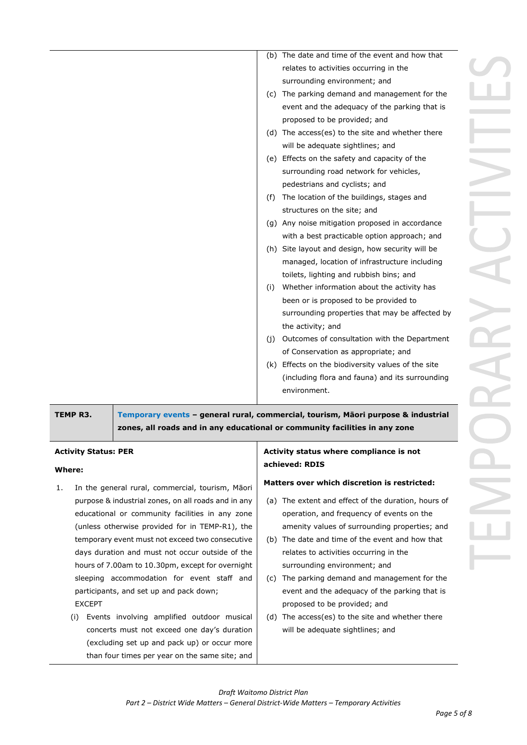| | |
|---|---|
| | (b) The date and time of the event and how that relates to activities occurring in the surrounding environment; and<br>(c) The parking demand and management for the event and the adequacy of the parking that is proposed to be provided; and<br>(d) The access(es) to the site and whether there will be adequate sightlines; and<br>(e) Effects on the safety and capacity of the surrounding road network for vehicles, pedestrians and cyclists; and<br>(f) The location of the buildings, stages and structures on the site; and<br>(g) Any noise mitigation proposed in accordance with a best practicable option approach; and<br>(h) Site layout and design, how security will be managed, location of infrastructure including toilets, lighting and rubbish bins; and<br>(i) Whether information about the activity has been or is proposed to be provided to surrounding properties that may be affected by the activity; and<br>(j) Outcomes of consultation with the Department of Conservation as appropriate; and<br>(k) Effects on the biodiversity values of the site (including flora and fauna) and its surrounding environment. |

| **TEMP R3.** | **Temporary events – general rural, commercial, tourism, Māori purpose & industrial zones, all roads and in any educational or community facilities in any zone** |
|---|---|
| **Activity Status: PER**<br><br>**Where:**<br><br>1. In the general rural, commercial, tourism, Māori purpose & industrial zones, on all roads and in any educational or community facilities in any zone (unless otherwise provided for in TEMP-R1), the temporary event must not exceed two consecutive days duration and must not occur outside of the hours of 7.00am to 10.30pm, except for overnight sleeping accommodation for event staff and participants, and set up and pack down;<br>EXCEPT<br>(i) Events involving amplified outdoor musical concerts must not exceed one day's duration (excluding set up and pack up) or occur more than four times per year on the same site; and | **Activity status where compliance is not achieved: RDIS**<br><br>**Matters over which discretion is restricted:**<br><br>(a) The extent and effect of the duration, hours of operation, and frequency of events on the amenity values of surrounding properties; and<br>(b) The date and time of the event and how that relates to activities occurring in the surrounding environment; and<br>(c) The parking demand and management for the event and the adequacy of the parking that is proposed to be provided; and<br>(d) The access(es) to the site and whether there will be adequate sightlines; and |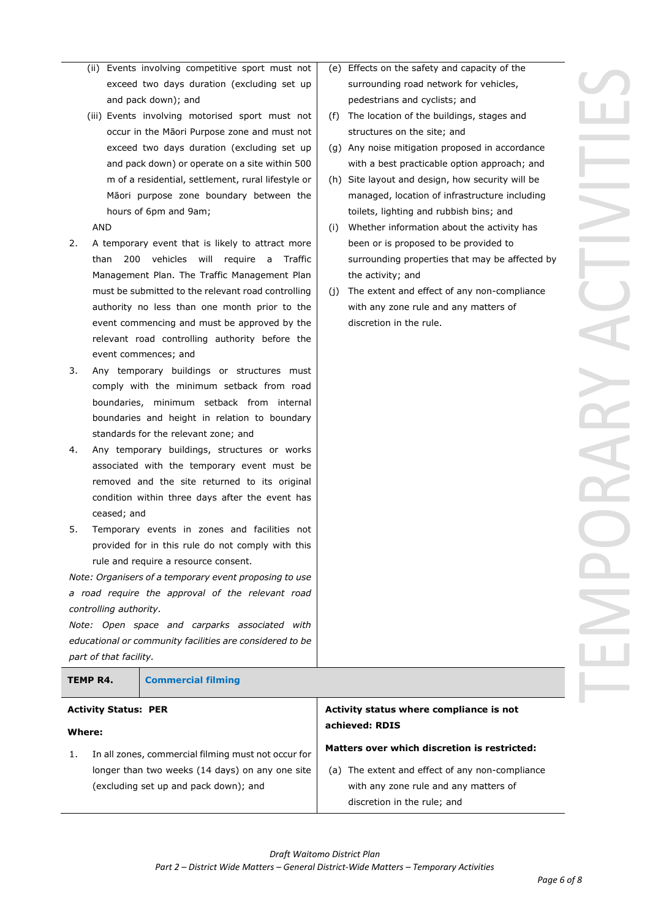| | |
|---|---|
| (ii) Events involving competitive sport must not exceed two days duration (excluding set up and pack down); and<br>(iii) Events involving motorised sport must not occur in the Māori Purpose zone and must not exceed two days duration (excluding set up and pack down) or operate on a site within 500 m of a residential, settlement, rural lifestyle or Māori purpose zone boundary between the hours of 6pm and 9am;<br>AND<br>2. A temporary event that is likely to attract more than 200 vehicles will require a Traffic Management Plan. The Traffic Management Plan must be submitted to the relevant road controlling authority no less than one month prior to the event commencing and must be approved by the relevant road controlling authority before the event commences; and<br>3. Any temporary buildings or structures must comply with the minimum setback from road boundaries, minimum setback from internal boundaries and height in relation to boundary standards for the relevant zone; and<br>4. Any temporary buildings, structures or works associated with the temporary event must be removed and the site returned to its original condition within three days after the event has ceased; and<br>5. Temporary events in zones and facilities not provided for in this rule do not comply with this rule and require a resource consent.<br>*Note: Organisers of a temporary event proposing to use a road require the approval of the relevant road controlling authority.*<br>*Note: Open space and carparks associated with educational or community facilities are considered to be part of that facility.* | (e) Effects on the safety and capacity of the surrounding road network for vehicles, pedestrians and cyclists; and<br>(f) The location of the buildings, stages and structures on the site; and<br>(g) Any noise mitigation proposed in accordance with a best practicable option approach; and<br>(h) Site layout and design, how security will be managed, location of infrastructure including toilets, lighting and rubbish bins; and<br>(i) Whether information about the activity has been or is proposed to be provided to surrounding properties that may be affected by the activity; and<br>(j) The extent and effect of any non-compliance with any zone rule and any matters of discretion in the rule. |

| **TEMP R4.** | **Commercial filming** |
|---|---|
| **Activity Status: PER**<br>**Where:**<br>1. In all zones, commercial filming must not occur for longer than two weeks (14 days) on any one site (excluding set up and pack down); and | **Activity status where compliance is not achieved: RDIS**<br>**Matters over which discretion is restricted:**<br>(a) The extent and effect of any non-compliance with any zone rule and any matters of discretion in the rule; and |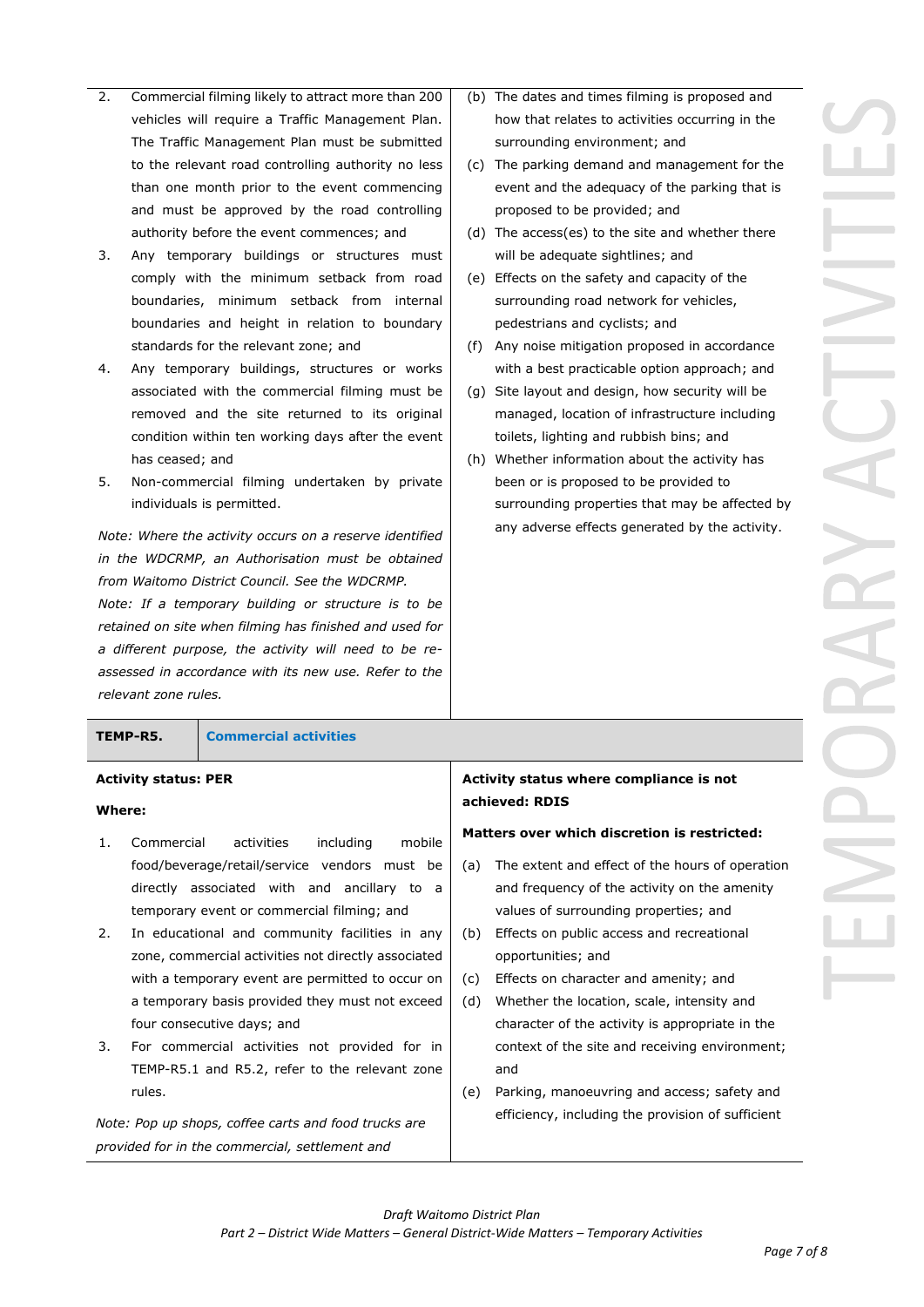2. Commercial filming likely to attract more than 200 vehicles will require a Traffic Management Plan. The Traffic Management Plan must be submitted to the relevant road controlling authority no less than one month prior to the event commencing and must be approved by the road controlling authority before the event commences; and
3. Any temporary buildings or structures must comply with the minimum setback from road boundaries, minimum setback from internal boundaries and height in relation to boundary standards for the relevant zone; and
4. Any temporary buildings, structures or works associated with the commercial filming must be removed and the site returned to its original condition within ten working days after the event has ceased; and
5. Non-commercial filming undertaken by private individuals is permitted.

*Note: Where the activity occurs on a reserve identified in the WDCRMP, an Authorisation must be obtained from Waitomo District Council. See the WDCRMP.*

*Note: If a temporary building or structure is to be retained on site when filming has finished and used for a different purpose, the activity will need to be re-assessed in accordance with its new use. Refer to the relevant zone rules.*

(b) The dates and times filming is proposed and how that relates to activities occurring in the surrounding environment; and
(c) The parking demand and management for the event and the adequacy of the parking that is proposed to be provided; and
(d) The access(es) to the site and whether there will be adequate sightlines; and
(e) Effects on the safety and capacity of the surrounding road network for vehicles, pedestrians and cyclists; and
(f) Any noise mitigation proposed in accordance with a best practicable option approach; and
(g) Site layout and design, how security will be managed, location of infrastructure including toilets, lighting and rubbish bins; and
(h) Whether information about the activity has been or is proposed to be provided to surrounding properties that may be affected by any adverse effects generated by the activity.

| **TEMP-R5.** | **Commercial activities** |
|---|---|

**Activity status: PER**

**Where:**

1. Commercial activities including mobile food/beverage/retail/service vendors must be directly associated with and ancillary to a temporary event or commercial filming; and
2. In educational and community facilities in any zone, commercial activities not directly associated with a temporary event are permitted to occur on a temporary basis provided they must not exceed four consecutive days; and
3. For commercial activities not provided for in TEMP-R5.1 and R5.2, refer to the relevant zone rules.

*Note: Pop up shops, coffee carts and food trucks are provided for in the commercial, settlement and*

**Activity status where compliance is not achieved: RDIS**

**Matters over which discretion is restricted:**

(a) The extent and effect of the hours of operation and frequency of the activity on the amenity values of surrounding properties; and
(b) Effects on public access and recreational opportunities; and
(c) Effects on character and amenity; and
(d) Whether the location, scale, intensity and character of the activity is appropriate in the context of the site and receiving environment; and
(e) Parking, manoeuvring and access; safety and efficiency, including the provision of sufficient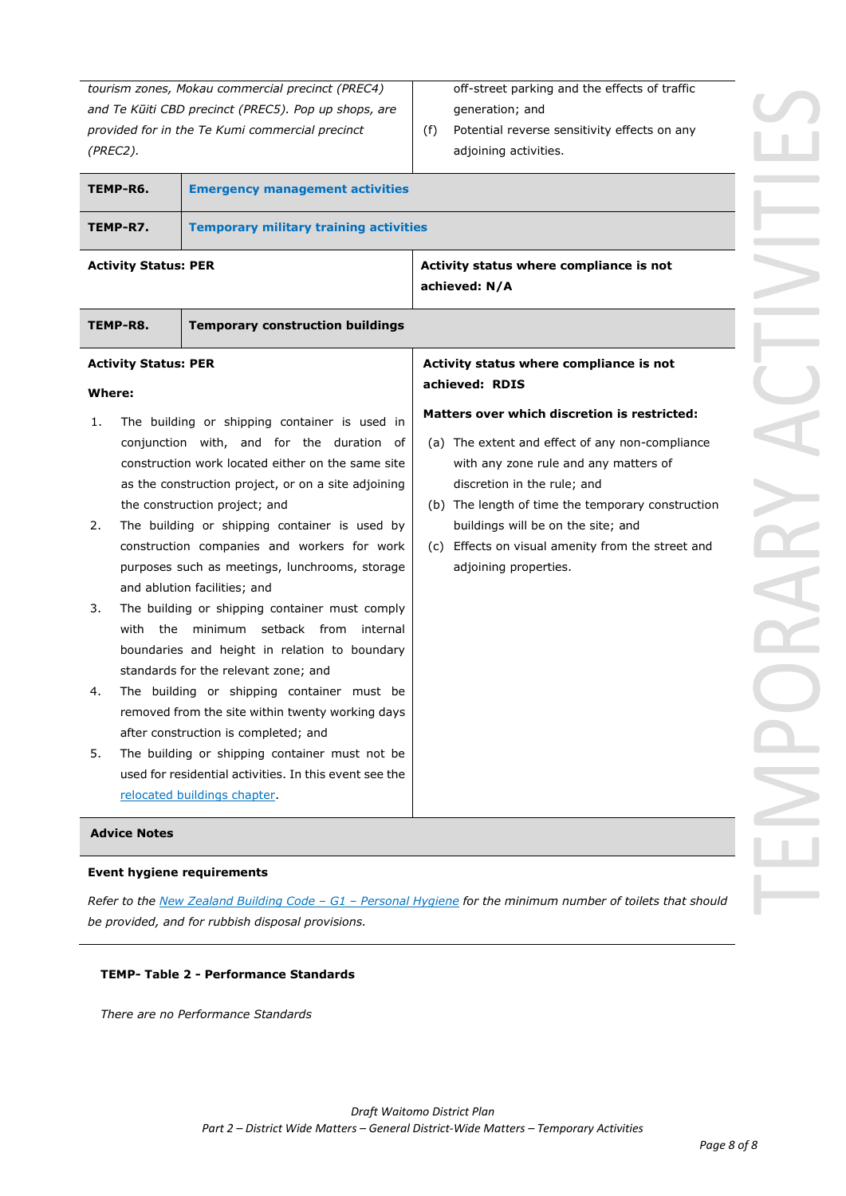| | |
|---|---|
| *tourism zones, Mokau commercial precinct (PREC4) and Te Kūiti CBD precinct (PREC5). Pop up shops, are provided for in the Te Kumi commercial precinct (PREC2).* | off-street parking and the effects of traffic generation; and<br>(f) Potential reverse sensitivity effects on any adjoining activities. |

| | |
|---|---|
| **TEMP-R6.** | **Emergency management activities** |
| **TEMP-R7.** | **Temporary military training activities** |
| **Activity Status: PER** | **Activity status where compliance is not achieved: N/A** |

| | |
|---|---|
| **TEMP-R8.** | **Temporary construction buildings** |
| **Activity Status: PER**<br><br>**Where:**<br><br>1. The building or shipping container is used in conjunction with, and for the duration of construction work located either on the same site as the construction project, or on a site adjoining the construction project; and<br>2. The building or shipping container is used by construction companies and workers for work purposes such as meetings, lunchrooms, storage and ablution facilities; and<br>3. The building or shipping container must comply with the minimum setback from internal boundaries and height in relation to boundary standards for the relevant zone; and<br>4. The building or shipping container must be removed from the site within twenty working days after construction is completed; and<br>5. The building or shipping container must not be used for residential activities. In this event see the relocated buildings chapter. | **Activity status where compliance is not achieved: RDIS**<br><br>**Matters over which discretion is restricted:**<br><br>(a) The extent and effect of any non-compliance with any zone rule and any matters of discretion in the rule; and<br>(b) The length of time the temporary construction buildings will be on the site; and<br>(c) Effects on visual amenity from the street and adjoining properties. |

**Advice Notes**

**Event hygiene requirements**

*Refer to the New Zealand Building Code – G1 – Personal Hygiene for the minimum number of toilets that should be provided, and for rubbish disposal provisions.*

**TEMP- Table 2 - Performance Standards**

*There are no Performance Standards*